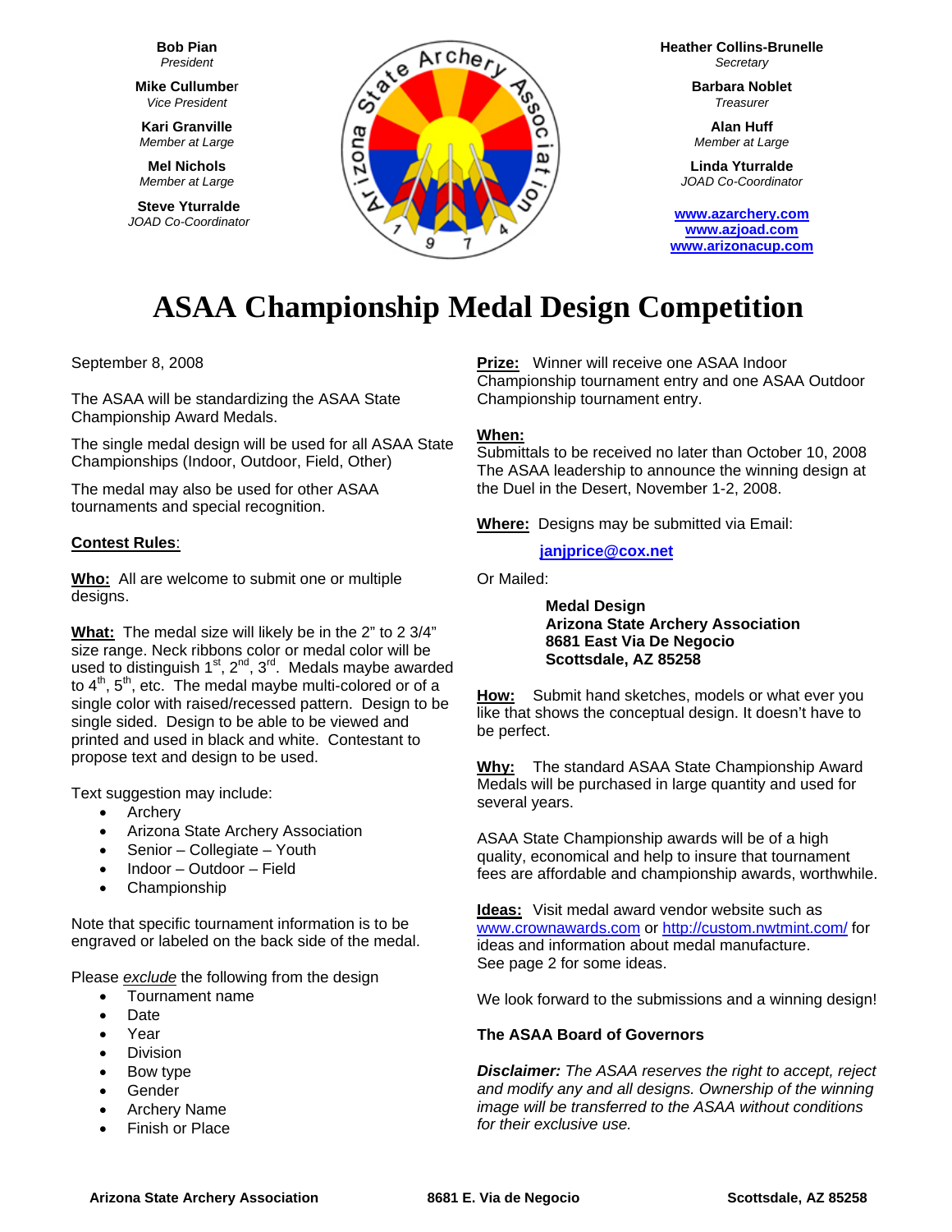**Bob Pian**
*President*

**Mike Cullumber**
*Vice President*

**Kari Granville**
*Member at Large*

**Mel Nichols**
*Member at Large*

**Steve Yturralde**
*JOAD Co-Coordinator*

**Heather Collins-Brunelle**
*Secretary*

**Barbara Noblet**
*Treasurer*

**Alan Huff**
*Member at Large*

**Linda Yturralde**
*JOAD Co-Coordinator*

**www.azarchery.com**
**www.azjoad.com**
**www.arizonacup.com**

# ASAA Championship Medal Design Competition

September 8, 2008

The ASAA will be standardizing the ASAA State Championship Award Medals.

The single medal design will be used for all ASAA State Championships (Indoor, Outdoor, Field, Other)

The medal may also be used for other ASAA tournaments and special recognition.

**Contest Rules**:

**Who:** All are welcome to submit one or multiple designs.

**What:** The medal size will likely be in the 2" to 2 3/4" size range. Neck ribbons color or medal color will be used to distinguish 1st, 2nd, 3rd. Medals maybe awarded to 4th, 5th, etc. The medal maybe multi-colored or of a single color with raised/recessed pattern. Design to be single sided. Design to be able to be viewed and printed and used in black and white. Contestant to propose text and design to be used.

Text suggestion may include:

- Archery
- Arizona State Archery Association
- Senior – Collegiate – Youth
- Indoor – Outdoor – Field
- Championship

Note that specific tournament information is to be engraved or labeled on the back side of the medal.

Please *exclude* the following from the design

- Tournament name
- Date
- Year
- Division
- Bow type
- Gender
- Archery Name
- Finish or Place

**Prize:** Winner will receive one ASAA Indoor Championship tournament entry and one ASAA Outdoor Championship tournament entry.

**When:**
Submittals to be received no later than October 10, 2008
The ASAA leadership to announce the winning design at the Duel in the Desert, November 1-2, 2008.

**Where:** Designs may be submitted via Email:

**janjprice@cox.net**

Or Mailed:

**Medal Design**
**Arizona State Archery Association**
**8681 East Via De Negocio**
**Scottsdale, AZ 85258**

**How:** Submit hand sketches, models or what ever you like that shows the conceptual design. It doesn't have to be perfect.

**Why:** The standard ASAA State Championship Award Medals will be purchased in large quantity and used for several years.

ASAA State Championship awards will be of a high quality, economical and help to insure that tournament fees are affordable and championship awards, worthwhile.

**Ideas:** Visit medal award vendor website such as www.crownawards.com or http://custom.nwtmint.com/ for ideas and information about medal manufacture.
See page 2 for some ideas.

We look forward to the submissions and a winning design!

**The ASAA Board of Governors**

***Disclaimer:*** *The ASAA reserves the right to accept, reject and modify any and all designs. Ownership of the winning image will be transferred to the ASAA without conditions for their exclusive use.*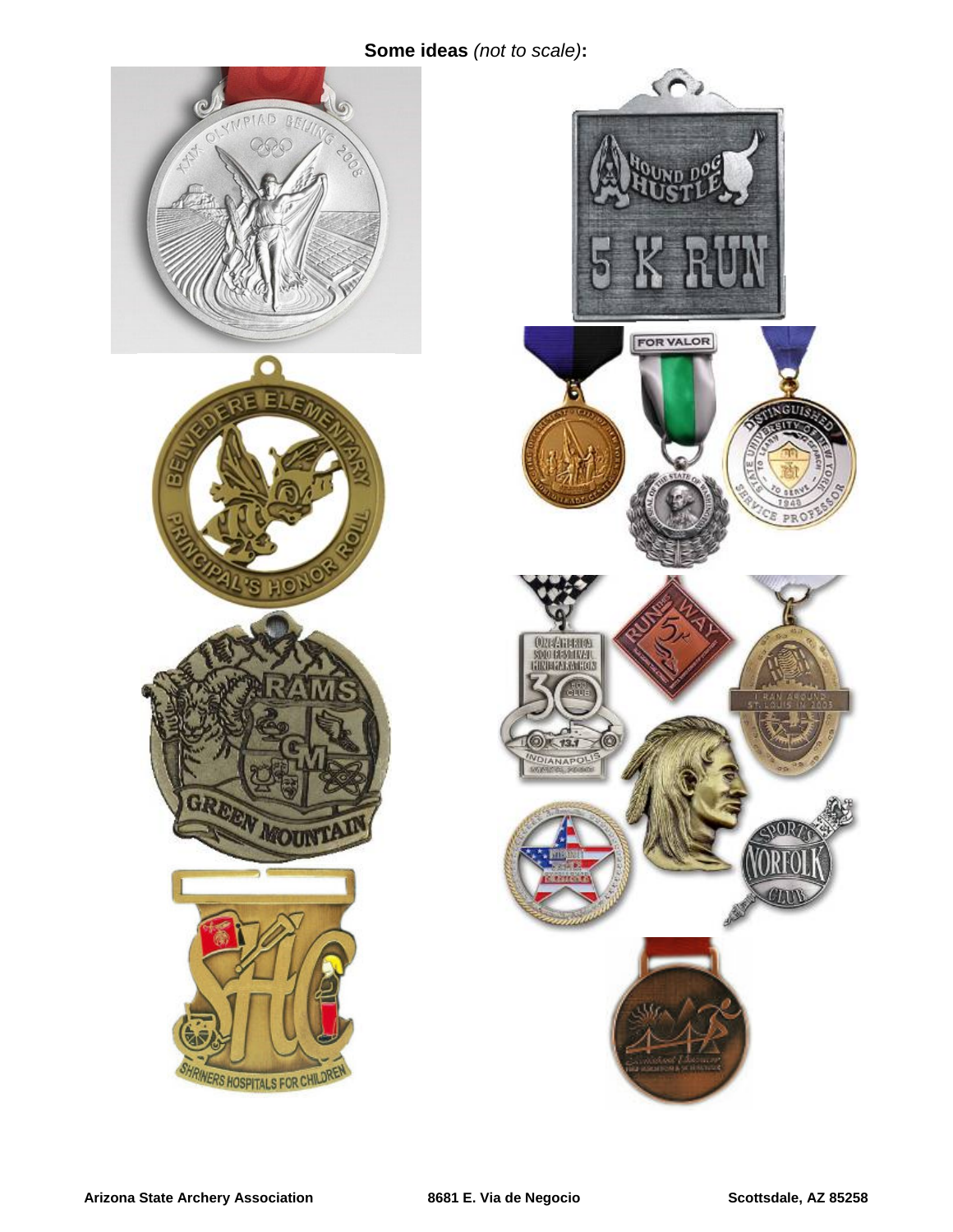**Some ideas** *(not to scale)***:**